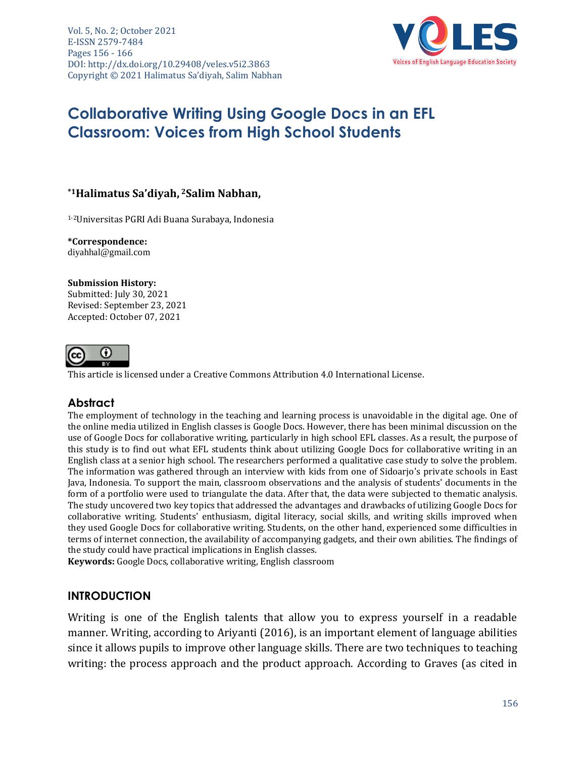# Collaborative Writing Using Google Docs in an EFL Classroom: Voices from High School Students

**\*[1]Halimatus Sa'diyah, [2]Salim Nabhan,**

[1-2]Universitas PGRI Adi Buana Surabaya, Indonesia

**\*Correspondence:**
diyahhal@gmail.com

**Submission History:**
Submitted: July 30, 2021
Revised: September 23, 2021
Accepted: October 07, 2021

This article is licensed under a Creative Commons Attribution 4.0 International License.

## Abstract

The employment of technology in the teaching and learning process is unavoidable in the digital age. One of the online media utilized in English classes is Google Docs. However, there has been minimal discussion on the use of Google Docs for collaborative writing, particularly in high school EFL classes. As a result, the purpose of this study is to find out what EFL students think about utilizing Google Docs for collaborative writing in an English class at a senior high school. The researchers performed a qualitative case study to solve the problem. The information was gathered through an interview with kids from one of Sidoarjo's private schools in East Java, Indonesia. To support the main, classroom observations and the analysis of students' documents in the form of a portfolio were used to triangulate the data. After that, the data were subjected to thematic analysis. The study uncovered two key topics that addressed the advantages and drawbacks of utilizing Google Docs for collaborative writing. Students' enthusiasm, digital literacy, social skills, and writing skills improved when they used Google Docs for collaborative writing. Students, on the other hand, experienced some difficulties in terms of internet connection, the availability of accompanying gadgets, and their own abilities. The findings of the study could have practical implications in English classes.

**Keywords:** Google Docs, collaborative writing, English classroom

## INTRODUCTION

Writing is one of the English talents that allow you to express yourself in a readable manner. Writing, according to Ariyanti (2016), is an important element of language abilities since it allows pupils to improve other language skills. There are two techniques to teaching writing: the process approach and the product approach. According to Graves (as cited in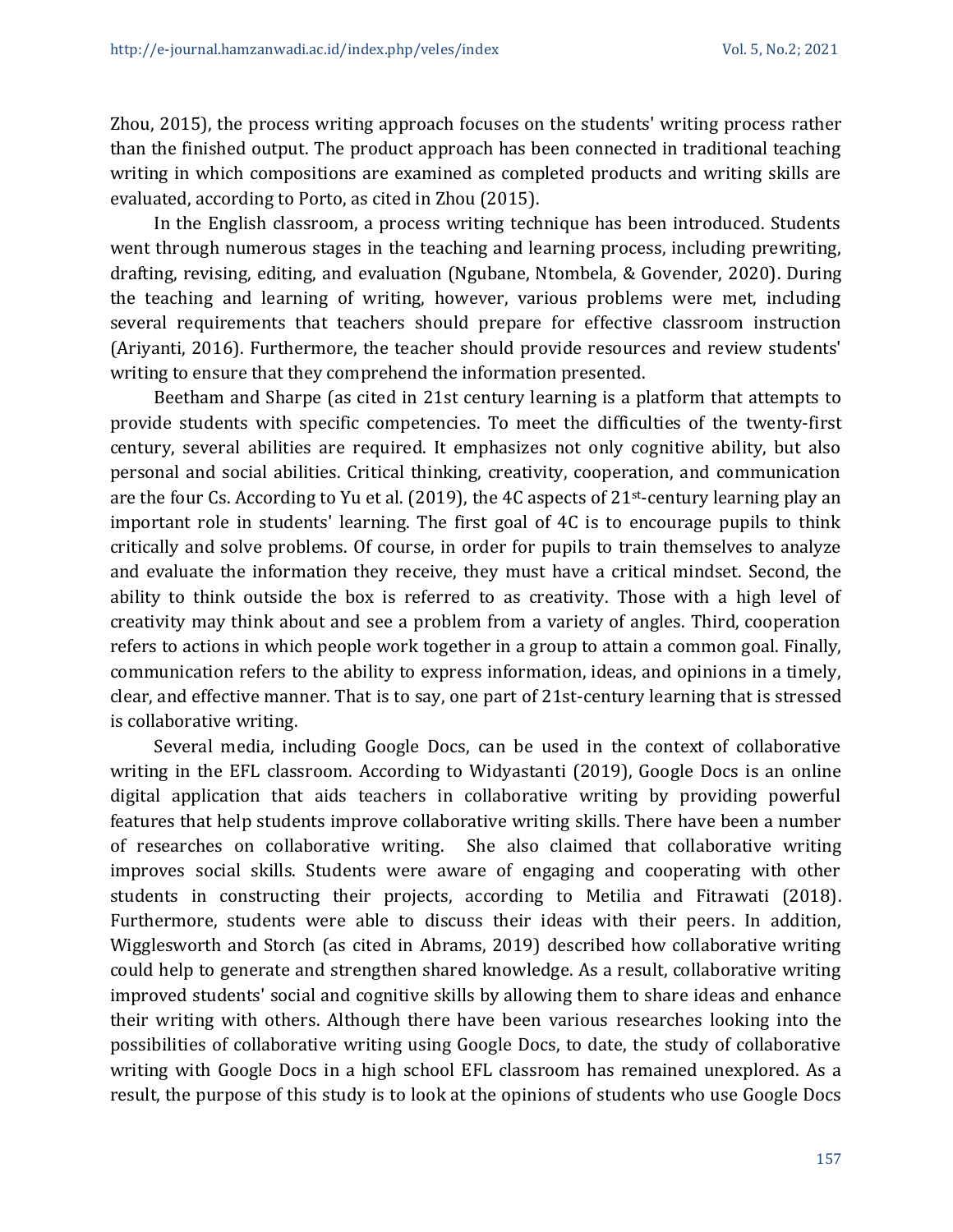Zhou, 2015), the process writing approach focuses on the students' writing process rather than the finished output. The product approach has been connected in traditional teaching writing in which compositions are examined as completed products and writing skills are evaluated, according to Porto, as cited in Zhou (2015).

In the English classroom, a process writing technique has been introduced. Students went through numerous stages in the teaching and learning process, including prewriting, drafting, revising, editing, and evaluation (Ngubane, Ntombela, & Govender, 2020). During the teaching and learning of writing, however, various problems were met, including several requirements that teachers should prepare for effective classroom instruction (Ariyanti, 2016). Furthermore, the teacher should provide resources and review students' writing to ensure that they comprehend the information presented.

Beetham and Sharpe (as cited in 21st century learning is a platform that attempts to provide students with specific competencies. To meet the difficulties of the twenty-first century, several abilities are required. It emphasizes not only cognitive ability, but also personal and social abilities. Critical thinking, creativity, cooperation, and communication are the four Cs. According to Yu et al. (2019), the 4C aspects of 21st-century learning play an important role in students' learning. The first goal of 4C is to encourage pupils to think critically and solve problems. Of course, in order for pupils to train themselves to analyze and evaluate the information they receive, they must have a critical mindset. Second, the ability to think outside the box is referred to as creativity. Those with a high level of creativity may think about and see a problem from a variety of angles. Third, cooperation refers to actions in which people work together in a group to attain a common goal. Finally, communication refers to the ability to express information, ideas, and opinions in a timely, clear, and effective manner. That is to say, one part of 21st-century learning that is stressed is collaborative writing.

Several media, including Google Docs, can be used in the context of collaborative writing in the EFL classroom. According to Widyastanti (2019), Google Docs is an online digital application that aids teachers in collaborative writing by providing powerful features that help students improve collaborative writing skills. There have been a number of researches on collaborative writing. She also claimed that collaborative writing improves social skills. Students were aware of engaging and cooperating with other students in constructing their projects, according to Metilia and Fitrawati (2018). Furthermore, students were able to discuss their ideas with their peers. In addition, Wigglesworth and Storch (as cited in Abrams, 2019) described how collaborative writing could help to generate and strengthen shared knowledge. As a result, collaborative writing improved students' social and cognitive skills by allowing them to share ideas and enhance their writing with others. Although there have been various researches looking into the possibilities of collaborative writing using Google Docs, to date, the study of collaborative writing with Google Docs in a high school EFL classroom has remained unexplored. As a result, the purpose of this study is to look at the opinions of students who use Google Docs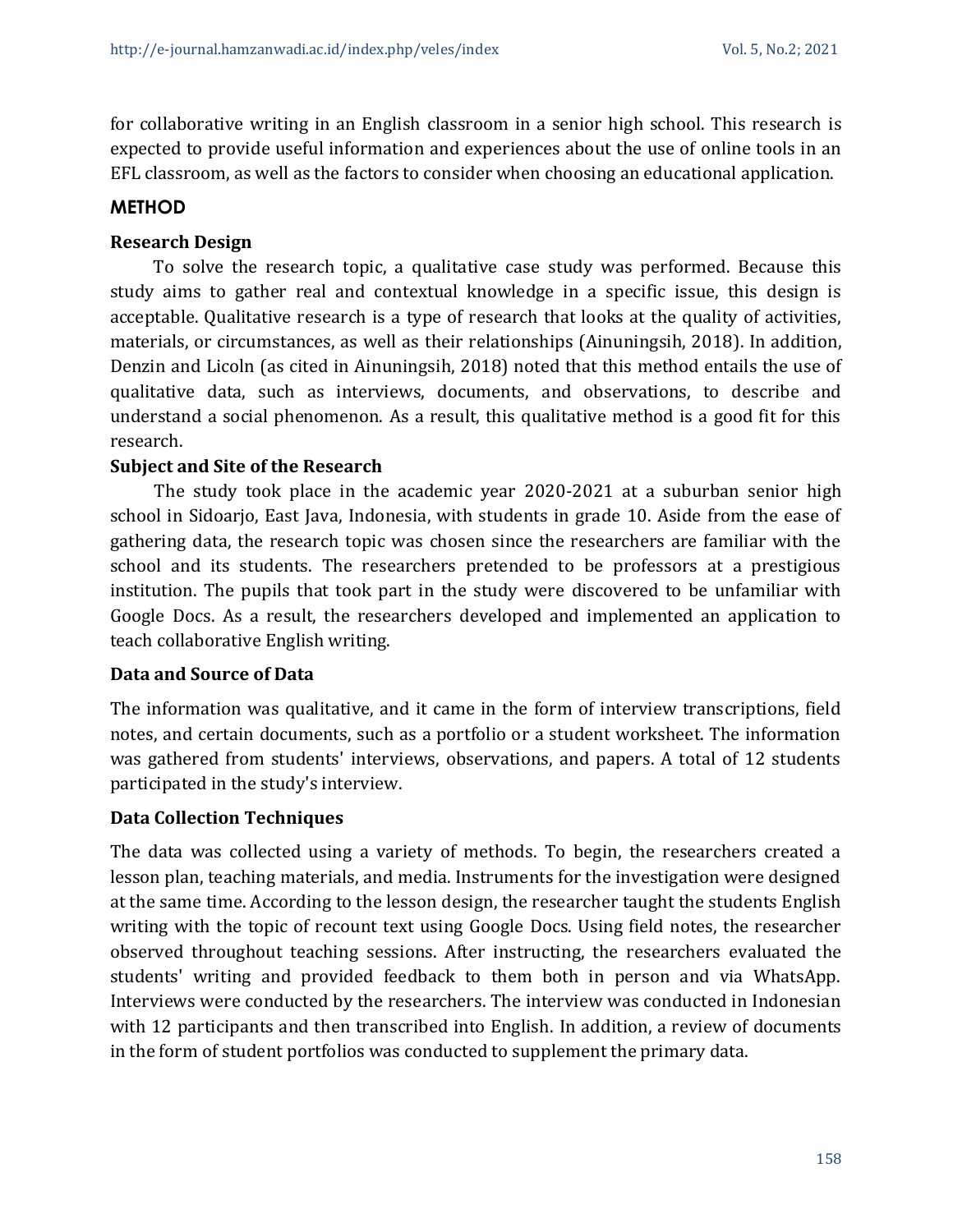for collaborative writing in an English classroom in a senior high school. This research is expected to provide useful information and experiences about the use of online tools in an EFL classroom, as well as the factors to consider when choosing an educational application.

## METHOD

### Research Design

To solve the research topic, a qualitative case study was performed. Because this study aims to gather real and contextual knowledge in a specific issue, this design is acceptable. Qualitative research is a type of research that looks at the quality of activities, materials, or circumstances, as well as their relationships (Ainuningsih, 2018). In addition, Denzin and Licoln (as cited in Ainuningsih, 2018) noted that this method entails the use of qualitative data, such as interviews, documents, and observations, to describe and understand a social phenomenon. As a result, this qualitative method is a good fit for this research.

### Subject and Site of the Research

The study took place in the academic year 2020-2021 at a suburban senior high school in Sidoarjo, East Java, Indonesia, with students in grade 10. Aside from the ease of gathering data, the research topic was chosen since the researchers are familiar with the school and its students. The researchers pretended to be professors at a prestigious institution. The pupils that took part in the study were discovered to be unfamiliar with Google Docs. As a result, the researchers developed and implemented an application to teach collaborative English writing.

### Data and Source of Data

The information was qualitative, and it came in the form of interview transcriptions, field notes, and certain documents, such as a portfolio or a student worksheet. The information was gathered from students' interviews, observations, and papers. A total of 12 students participated in the study's interview.

### Data Collection Techniques

The data was collected using a variety of methods. To begin, the researchers created a lesson plan, teaching materials, and media. Instruments for the investigation were designed at the same time. According to the lesson design, the researcher taught the students English writing with the topic of recount text using Google Docs. Using field notes, the researcher observed throughout teaching sessions. After instructing, the researchers evaluated the students' writing and provided feedback to them both in person and via WhatsApp. Interviews were conducted by the researchers. The interview was conducted in Indonesian with 12 participants and then transcribed into English. In addition, a review of documents in the form of student portfolios was conducted to supplement the primary data.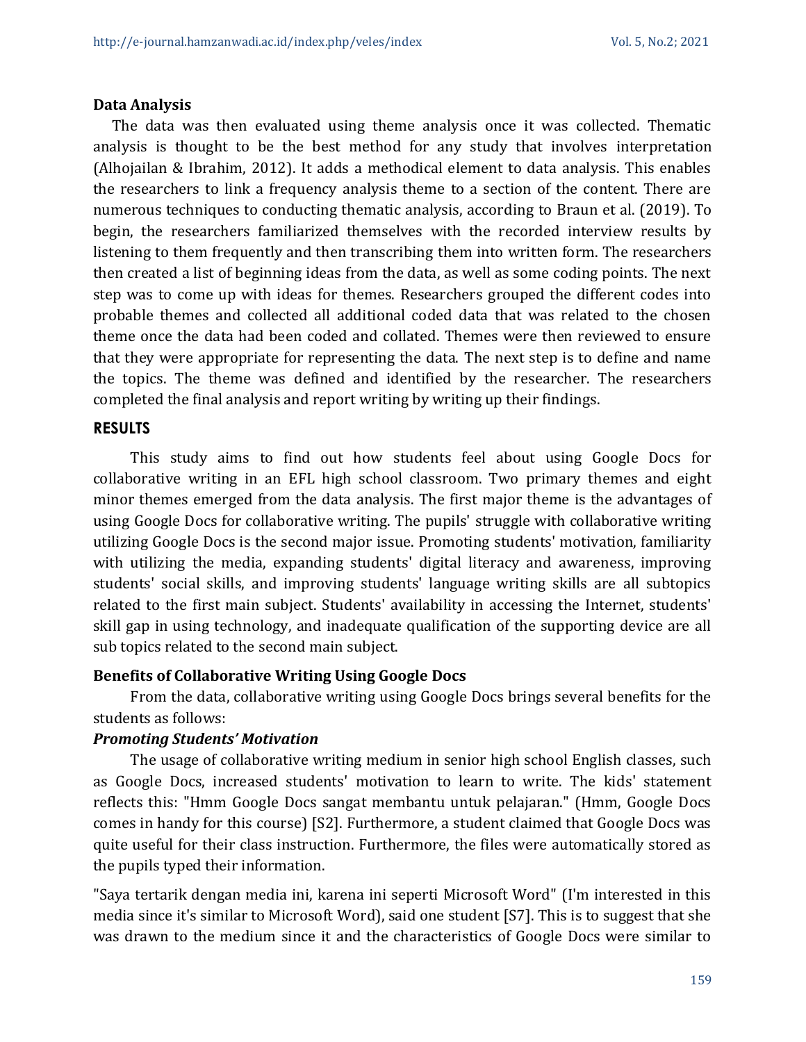### Data Analysis

The data was then evaluated using theme analysis once it was collected. Thematic analysis is thought to be the best method for any study that involves interpretation (Alhojailan & Ibrahim, 2012). It adds a methodical element to data analysis. This enables the researchers to link a frequency analysis theme to a section of the content. There are numerous techniques to conducting thematic analysis, according to Braun et al. (2019). To begin, the researchers familiarized themselves with the recorded interview results by listening to them frequently and then transcribing them into written form. The researchers then created a list of beginning ideas from the data, as well as some coding points. The next step was to come up with ideas for themes. Researchers grouped the different codes into probable themes and collected all additional coded data that was related to the chosen theme once the data had been coded and collated. Themes were then reviewed to ensure that they were appropriate for representing the data. The next step is to define and name the topics. The theme was defined and identified by the researcher. The researchers completed the final analysis and report writing by writing up their findings.

## RESULTS

This study aims to find out how students feel about using Google Docs for collaborative writing in an EFL high school classroom. Two primary themes and eight minor themes emerged from the data analysis. The first major theme is the advantages of using Google Docs for collaborative writing. The pupils' struggle with collaborative writing utilizing Google Docs is the second major issue. Promoting students' motivation, familiarity with utilizing the media, expanding students' digital literacy and awareness, improving students' social skills, and improving students' language writing skills are all subtopics related to the first main subject. Students' availability in accessing the Internet, students' skill gap in using technology, and inadequate qualification of the supporting device are all sub topics related to the second main subject.

### Benefits of Collaborative Writing Using Google Docs

From the data, collaborative writing using Google Docs brings several benefits for the students as follows:

***Promoting Students' Motivation***

The usage of collaborative writing medium in senior high school English classes, such as Google Docs, increased students' motivation to learn to write. The kids' statement reflects this: "Hmm Google Docs sangat membantu untuk pelajaran." (Hmm, Google Docs comes in handy for this course) [S2]. Furthermore, a student claimed that Google Docs was quite useful for their class instruction. Furthermore, the files were automatically stored as the pupils typed their information.

"Saya tertarik dengan media ini, karena ini seperti Microsoft Word" (I'm interested in this media since it's similar to Microsoft Word), said one student [S7]. This is to suggest that she was drawn to the medium since it and the characteristics of Google Docs were similar to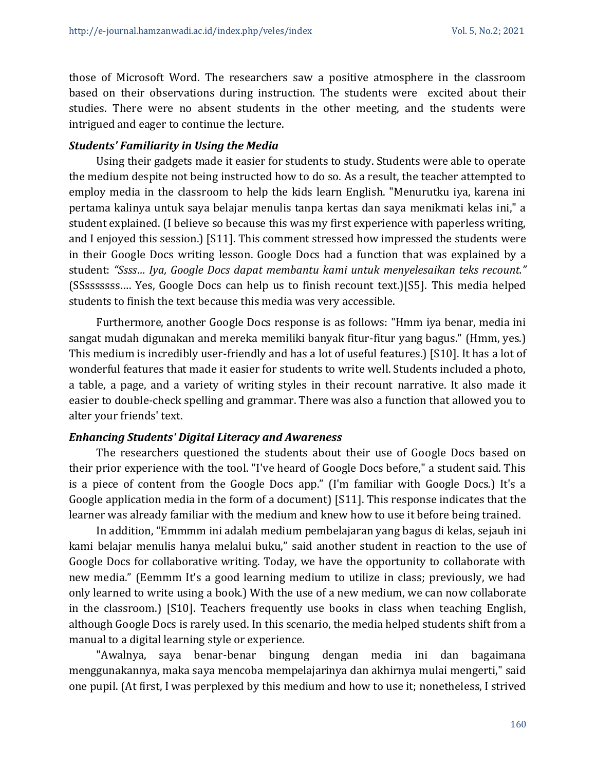those of Microsoft Word. The researchers saw a positive atmosphere in the classroom based on their observations during instruction. The students were excited about their studies. There were no absent students in the other meeting, and the students were intrigued and eager to continue the lecture.

### *Students' Familiarity in Using the Media*

Using their gadgets made it easier for students to study. Students were able to operate the medium despite not being instructed how to do so. As a result, the teacher attempted to employ media in the classroom to help the kids learn English. "Menurutku iya, karena ini pertama kalinya untuk saya belajar menulis tanpa kertas dan saya menikmati kelas ini," a student explained. (I believe so because this was my first experience with paperless writing, and I enjoyed this session.) [S11]. This comment stressed how impressed the students were in their Google Docs writing lesson. Google Docs had a function that was explained by a student: *"Ssss… Iya, Google Docs dapat membantu kami untuk menyelesaikan teks recount."* (SSsssssss…. Yes, Google Docs can help us to finish recount text.)[S5]. This media helped students to finish the text because this media was very accessible.

Furthermore, another Google Docs response is as follows: "Hmm iya benar, media ini sangat mudah digunakan and mereka memiliki banyak fitur-fitur yang bagus." (Hmm, yes.) This medium is incredibly user-friendly and has a lot of useful features.) [S10]. It has a lot of wonderful features that made it easier for students to write well. Students included a photo, a table, a page, and a variety of writing styles in their recount narrative. It also made it easier to double-check spelling and grammar. There was also a function that allowed you to alter your friends' text.

### *Enhancing Students' Digital Literacy and Awareness*

The researchers questioned the students about their use of Google Docs based on their prior experience with the tool. "I've heard of Google Docs before," a student said. This is a piece of content from the Google Docs app." (I'm familiar with Google Docs.) It's a Google application media in the form of a document) [S11]. This response indicates that the learner was already familiar with the medium and knew how to use it before being trained.

In addition, "Emmmm ini adalah medium pembelajaran yang bagus di kelas, sejauh ini kami belajar menulis hanya melalui buku," said another student in reaction to the use of Google Docs for collaborative writing. Today, we have the opportunity to collaborate with new media." (Eemmm It's a good learning medium to utilize in class; previously, we had only learned to write using a book.) With the use of a new medium, we can now collaborate in the classroom.) [S10]. Teachers frequently use books in class when teaching English, although Google Docs is rarely used. In this scenario, the media helped students shift from a manual to a digital learning style or experience.

"Awalnya, saya benar-benar bingung dengan media ini dan bagaimana menggunakannya, maka saya mencoba mempelajarinya dan akhirnya mulai mengerti," said one pupil. (At first, I was perplexed by this medium and how to use it; nonetheless, I strived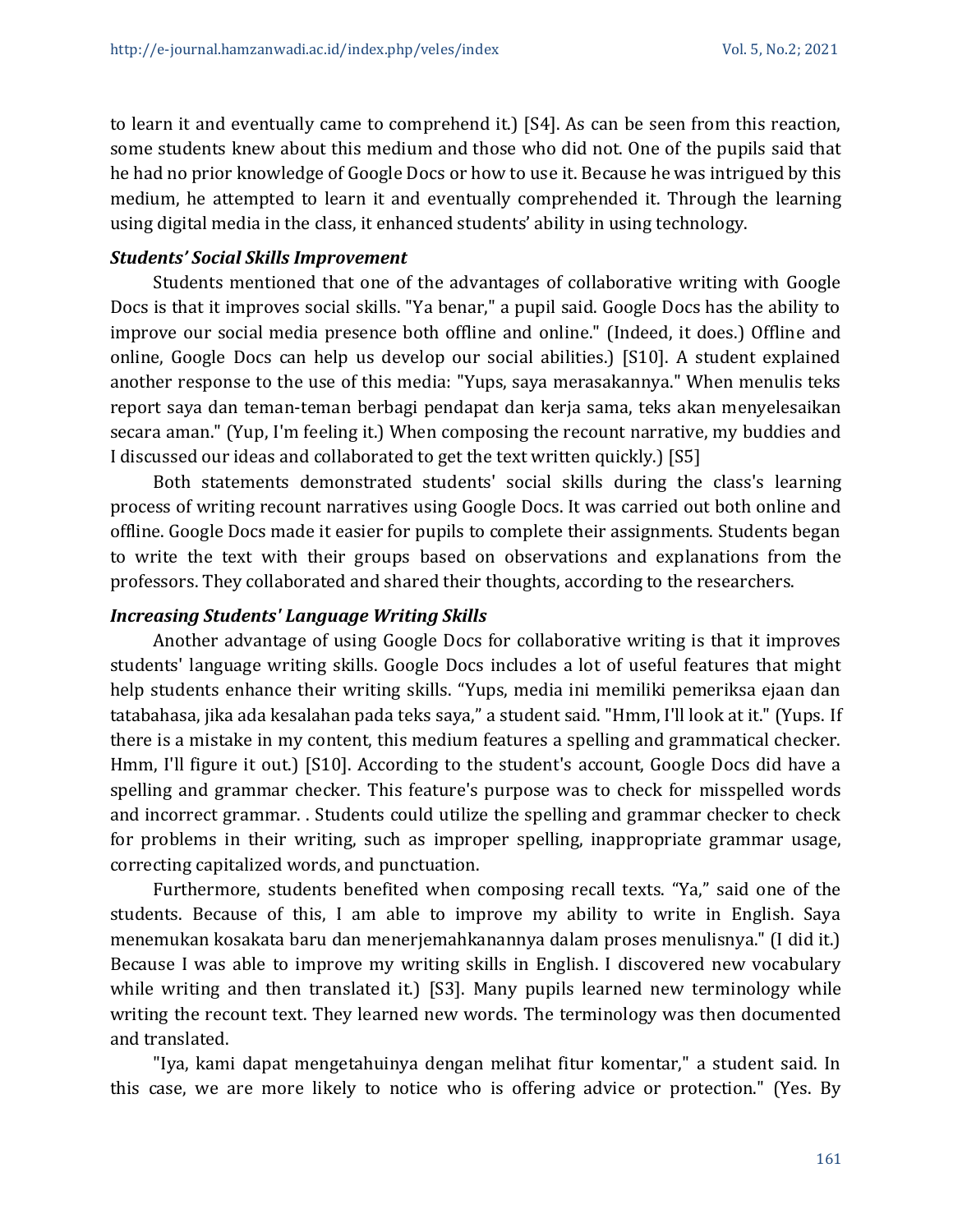to learn it and eventually came to comprehend it.) [S4]. As can be seen from this reaction, some students knew about this medium and those who did not. One of the pupils said that he had no prior knowledge of Google Docs or how to use it. Because he was intrigued by this medium, he attempted to learn it and eventually comprehended it. Through the learning using digital media in the class, it enhanced students' ability in using technology.

### *Students' Social Skills Improvement*

Students mentioned that one of the advantages of collaborative writing with Google Docs is that it improves social skills. "Ya benar," a pupil said. Google Docs has the ability to improve our social media presence both offline and online." (Indeed, it does.) Offline and online, Google Docs can help us develop our social abilities.) [S10]. A student explained another response to the use of this media: "Yups, saya merasakannya." When menulis teks report saya dan teman-teman berbagi pendapat dan kerja sama, teks akan menyelesaikan secara aman." (Yup, I'm feeling it.) When composing the recount narrative, my buddies and I discussed our ideas and collaborated to get the text written quickly.) [S5]

Both statements demonstrated students' social skills during the class's learning process of writing recount narratives using Google Docs. It was carried out both online and offline. Google Docs made it easier for pupils to complete their assignments. Students began to write the text with their groups based on observations and explanations from the professors. They collaborated and shared their thoughts, according to the researchers.

### *Increasing Students' Language Writing Skills*

Another advantage of using Google Docs for collaborative writing is that it improves students' language writing skills. Google Docs includes a lot of useful features that might help students enhance their writing skills. "Yups, media ini memiliki pemeriksa ejaan dan tatabahasa, jika ada kesalahan pada teks saya," a student said. "Hmm, I'll look at it." (Yups. If there is a mistake in my content, this medium features a spelling and grammatical checker. Hmm, I'll figure it out.) [S10]. According to the student's account, Google Docs did have a spelling and grammar checker. This feature's purpose was to check for misspelled words and incorrect grammar. . Students could utilize the spelling and grammar checker to check for problems in their writing, such as improper spelling, inappropriate grammar usage, correcting capitalized words, and punctuation.

Furthermore, students benefited when composing recall texts. "Ya," said one of the students. Because of this, I am able to improve my ability to write in English. Saya menemukan kosakata baru dan menerjemahkanannya dalam proses menulisnya." (I did it.) Because I was able to improve my writing skills in English. I discovered new vocabulary while writing and then translated it.) [S3]. Many pupils learned new terminology while writing the recount text. They learned new words. The terminology was then documented and translated.

"Iya, kami dapat mengetahuinya dengan melihat fitur komentar," a student said. In this case, we are more likely to notice who is offering advice or protection." (Yes. By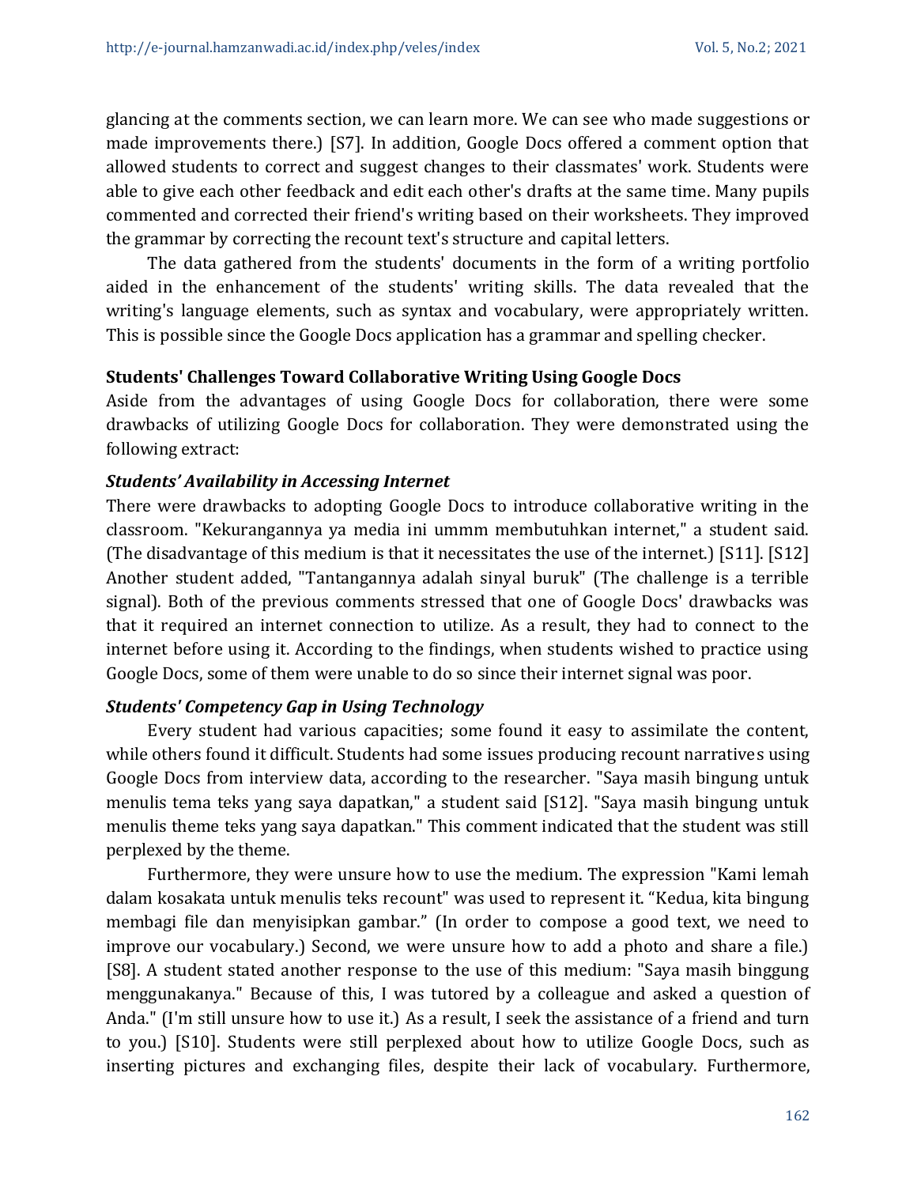glancing at the comments section, we can learn more. We can see who made suggestions or made improvements there.) [S7]. In addition, Google Docs offered a comment option that allowed students to correct and suggest changes to their classmates' work. Students were able to give each other feedback and edit each other's drafts at the same time. Many pupils commented and corrected their friend's writing based on their worksheets. They improved the grammar by correcting the recount text's structure and capital letters.

The data gathered from the students' documents in the form of a writing portfolio aided in the enhancement of the students' writing skills. The data revealed that the writing's language elements, such as syntax and vocabulary, were appropriately written. This is possible since the Google Docs application has a grammar and spelling checker.

## Students' Challenges Toward Collaborative Writing Using Google Docs

Aside from the advantages of using Google Docs for collaboration, there were some drawbacks of utilizing Google Docs for collaboration. They were demonstrated using the following extract:

### *Students' Availability in Accessing Internet*

There were drawbacks to adopting Google Docs to introduce collaborative writing in the classroom. "Kekurangannya ya media ini ummm membutuhkan internet," a student said. (The disadvantage of this medium is that it necessitates the use of the internet.) [S11]. [S12] Another student added, "Tantangannya adalah sinyal buruk" (The challenge is a terrible signal). Both of the previous comments stressed that one of Google Docs' drawbacks was that it required an internet connection to utilize. As a result, they had to connect to the internet before using it. According to the findings, when students wished to practice using Google Docs, some of them were unable to do so since their internet signal was poor.

### *Students' Competency Gap in Using Technology*

Every student had various capacities; some found it easy to assimilate the content, while others found it difficult. Students had some issues producing recount narratives using Google Docs from interview data, according to the researcher. "Saya masih bingung untuk menulis tema teks yang saya dapatkan," a student said [S12]. "Saya masih bingung untuk menulis theme teks yang saya dapatkan." This comment indicated that the student was still perplexed by the theme.

Furthermore, they were unsure how to use the medium. The expression "Kami lemah dalam kosakata untuk menulis teks recount" was used to represent it. "Kedua, kita bingung membagi file dan menyisipkan gambar." (In order to compose a good text, we need to improve our vocabulary.) Second, we were unsure how to add a photo and share a file.) [S8]. A student stated another response to the use of this medium: "Saya masih binggung menggunakanya." Because of this, I was tutored by a colleague and asked a question of Anda." (I'm still unsure how to use it.) As a result, I seek the assistance of a friend and turn to you.) [S10]. Students were still perplexed about how to utilize Google Docs, such as inserting pictures and exchanging files, despite their lack of vocabulary. Furthermore,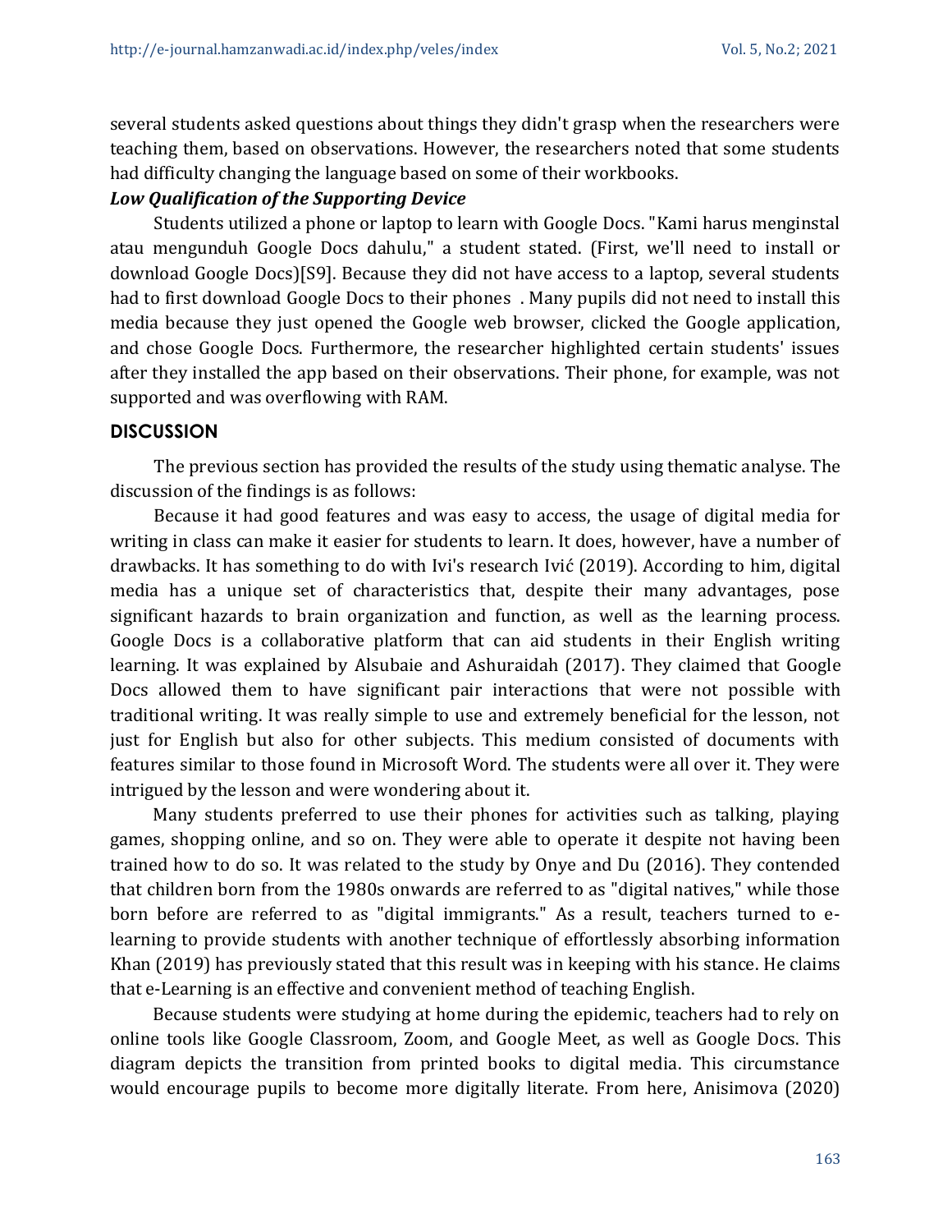several students asked questions about things they didn't grasp when the researchers were teaching them, based on observations. However, the researchers noted that some students had difficulty changing the language based on some of their workbooks.

***Low Qualification of the Supporting Device***

Students utilized a phone or laptop to learn with Google Docs. "Kami harus menginstal atau mengunduh Google Docs dahulu," a student stated. (First, we'll need to install or download Google Docs)[S9]. Because they did not have access to a laptop, several students had to first download Google Docs to their phones . Many pupils did not need to install this media because they just opened the Google web browser, clicked the Google application, and chose Google Docs. Furthermore, the researcher highlighted certain students' issues after they installed the app based on their observations. Their phone, for example, was not supported and was overflowing with RAM.

## DISCUSSION

The previous section has provided the results of the study using thematic analyse. The discussion of the findings is as follows:

Because it had good features and was easy to access, the usage of digital media for writing in class can make it easier for students to learn. It does, however, have a number of drawbacks. It has something to do with Ivi's research Ivić (2019). According to him, digital media has a unique set of characteristics that, despite their many advantages, pose significant hazards to brain organization and function, as well as the learning process. Google Docs is a collaborative platform that can aid students in their English writing learning. It was explained by Alsubaie and Ashuraidah (2017). They claimed that Google Docs allowed them to have significant pair interactions that were not possible with traditional writing. It was really simple to use and extremely beneficial for the lesson, not just for English but also for other subjects. This medium consisted of documents with features similar to those found in Microsoft Word. The students were all over it. They were intrigued by the lesson and were wondering about it.

Many students preferred to use their phones for activities such as talking, playing games, shopping online, and so on. They were able to operate it despite not having been trained how to do so. It was related to the study by Onye and Du (2016). They contended that children born from the 1980s onwards are referred to as "digital natives," while those born before are referred to as "digital immigrants." As a result, teachers turned to e-learning to provide students with another technique of effortlessly absorbing information Khan (2019) has previously stated that this result was in keeping with his stance. He claims that e-Learning is an effective and convenient method of teaching English.

Because students were studying at home during the epidemic, teachers had to rely on online tools like Google Classroom, Zoom, and Google Meet, as well as Google Docs. This diagram depicts the transition from printed books to digital media. This circumstance would encourage pupils to become more digitally literate. From here, Anisimova (2020)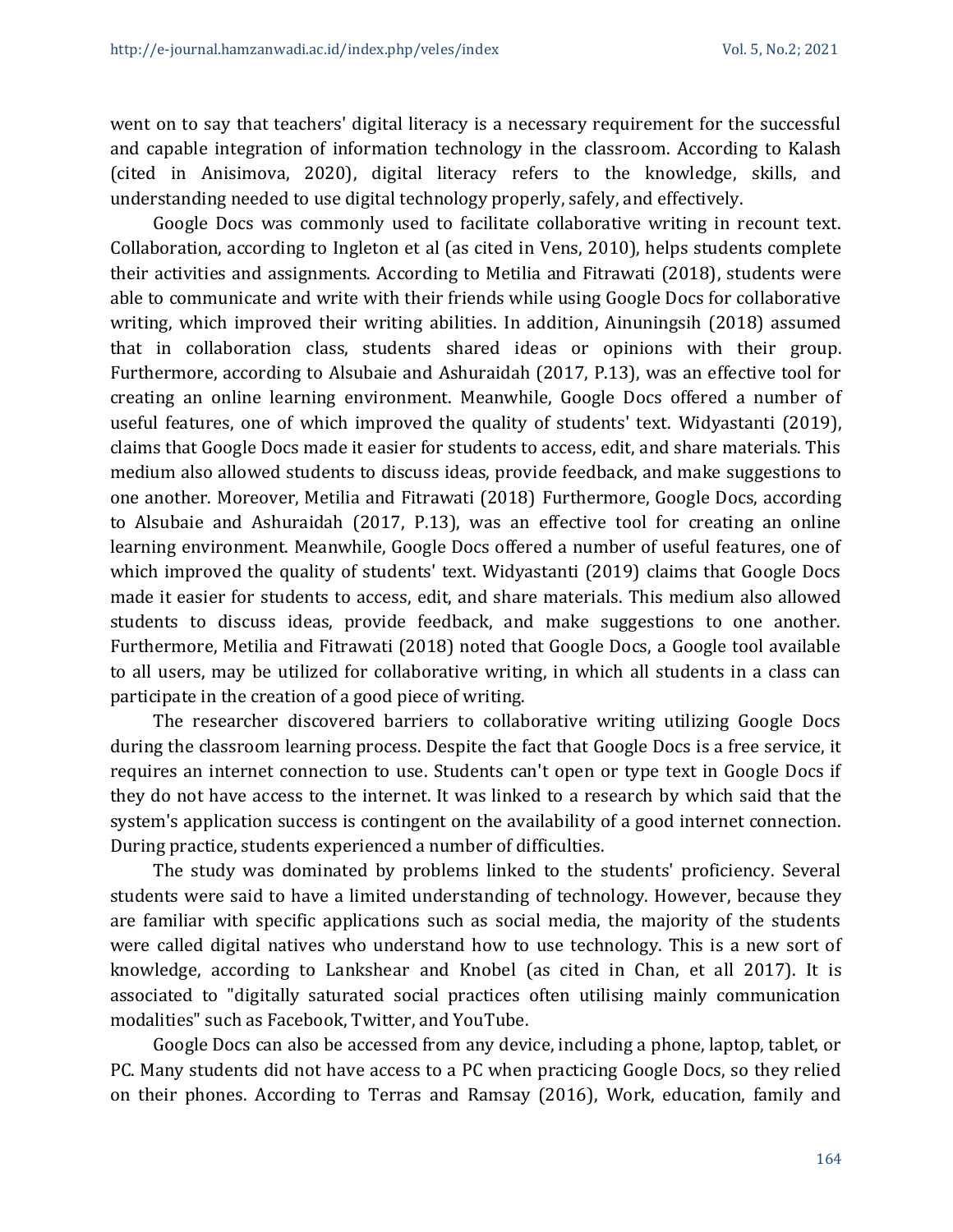went on to say that teachers' digital literacy is a necessary requirement for the successful and capable integration of information technology in the classroom. According to Kalash (cited in Anisimova, 2020), digital literacy refers to the knowledge, skills, and understanding needed to use digital technology properly, safely, and effectively.

Google Docs was commonly used to facilitate collaborative writing in recount text. Collaboration, according to Ingleton et al (as cited in Vens, 2010), helps students complete their activities and assignments. According to Metilia and Fitrawati (2018), students were able to communicate and write with their friends while using Google Docs for collaborative writing, which improved their writing abilities. In addition, Ainuningsih (2018) assumed that in collaboration class, students shared ideas or opinions with their group. Furthermore, according to Alsubaie and Ashuraidah (2017, P.13), was an effective tool for creating an online learning environment. Meanwhile, Google Docs offered a number of useful features, one of which improved the quality of students' text. Widyastanti (2019), claims that Google Docs made it easier for students to access, edit, and share materials. This medium also allowed students to discuss ideas, provide feedback, and make suggestions to one another. Moreover, Metilia and Fitrawati (2018) Furthermore, Google Docs, according to Alsubaie and Ashuraidah (2017, P.13), was an effective tool for creating an online learning environment. Meanwhile, Google Docs offered a number of useful features, one of which improved the quality of students' text. Widyastanti (2019) claims that Google Docs made it easier for students to access, edit, and share materials. This medium also allowed students to discuss ideas, provide feedback, and make suggestions to one another. Furthermore, Metilia and Fitrawati (2018) noted that Google Docs, a Google tool available to all users, may be utilized for collaborative writing, in which all students in a class can participate in the creation of a good piece of writing.

The researcher discovered barriers to collaborative writing utilizing Google Docs during the classroom learning process. Despite the fact that Google Docs is a free service, it requires an internet connection to use. Students can't open or type text in Google Docs if they do not have access to the internet. It was linked to a research by which said that the system's application success is contingent on the availability of a good internet connection. During practice, students experienced a number of difficulties.

The study was dominated by problems linked to the students' proficiency. Several students were said to have a limited understanding of technology. However, because they are familiar with specific applications such as social media, the majority of the students were called digital natives who understand how to use technology. This is a new sort of knowledge, according to Lankshear and Knobel (as cited in Chan, et all 2017). It is associated to "digitally saturated social practices often utilising mainly communication modalities" such as Facebook, Twitter, and YouTube.

Google Docs can also be accessed from any device, including a phone, laptop, tablet, or PC. Many students did not have access to a PC when practicing Google Docs, so they relied on their phones. According to Terras and Ramsay (2016), Work, education, family and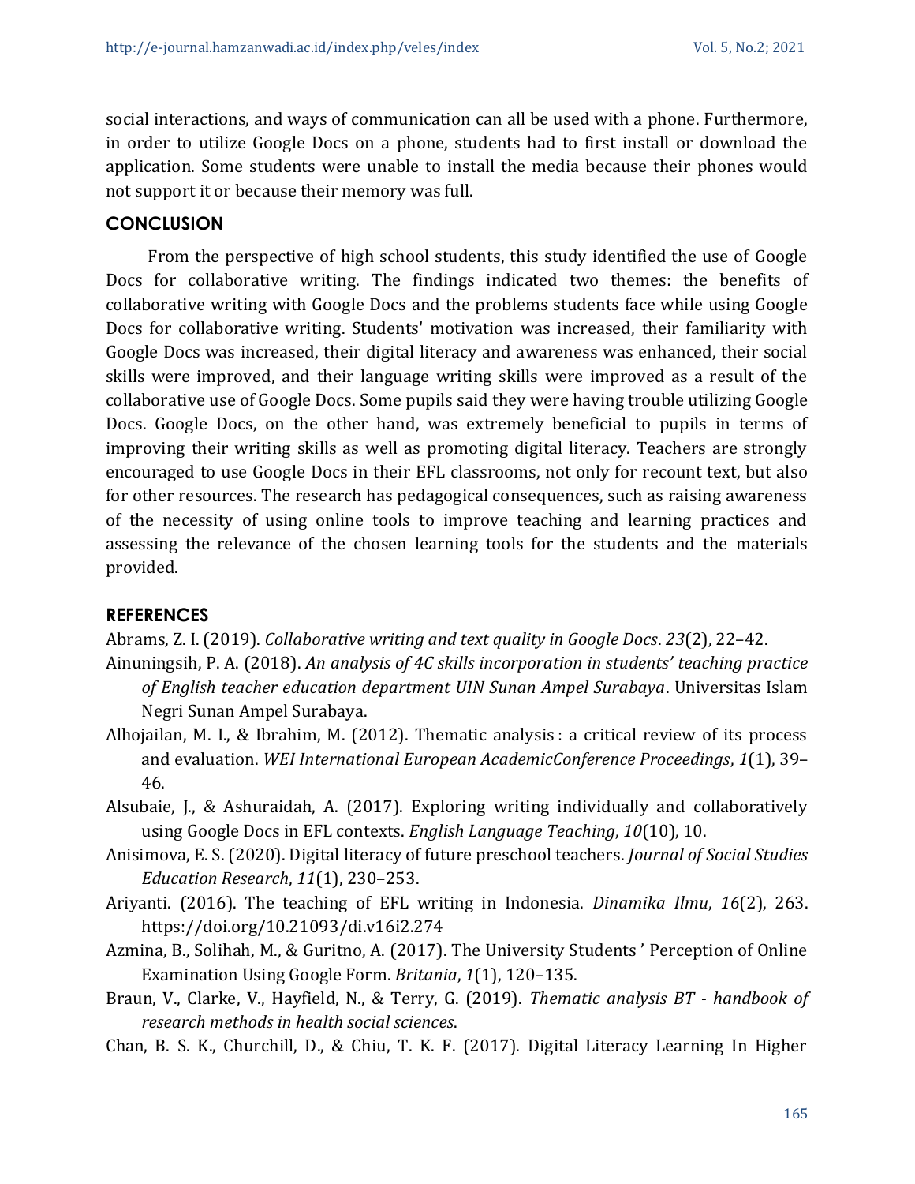social interactions, and ways of communication can all be used with a phone. Furthermore, in order to utilize Google Docs on a phone, students had to first install or download the application. Some students were unable to install the media because their phones would not support it or because their memory was full.

## CONCLUSION

From the perspective of high school students, this study identified the use of Google Docs for collaborative writing. The findings indicated two themes: the benefits of collaborative writing with Google Docs and the problems students face while using Google Docs for collaborative writing. Students' motivation was increased, their familiarity with Google Docs was increased, their digital literacy and awareness was enhanced, their social skills were improved, and their language writing skills were improved as a result of the collaborative use of Google Docs. Some pupils said they were having trouble utilizing Google Docs. Google Docs, on the other hand, was extremely beneficial to pupils in terms of improving their writing skills as well as promoting digital literacy. Teachers are strongly encouraged to use Google Docs in their EFL classrooms, not only for recount text, but also for other resources. The research has pedagogical consequences, such as raising awareness of the necessity of using online tools to improve teaching and learning practices and assessing the relevance of the chosen learning tools for the students and the materials provided.

## REFERENCES

Abrams, Z. I. (2019). *Collaborative writing and text quality in Google Docs*. *23*(2), 22–42.

Ainuningsih, P. A. (2018). *An analysis of 4C skills incorporation in students' teaching practice of English teacher education department UIN Sunan Ampel Surabaya*. Universitas Islam Negri Sunan Ampel Surabaya.

Alhojailan, M. I., & Ibrahim, M. (2012). Thematic analysis : a critical review of its process and evaluation. *WEI International European AcademicConference Proceedings*, *1*(1), 39–46.

Alsubaie, J., & Ashuraidah, A. (2017). Exploring writing individually and collaboratively using Google Docs in EFL contexts. *English Language Teaching*, *10*(10), 10.

Anisimova, E. S. (2020). Digital literacy of future preschool teachers. *Journal of Social Studies Education Research*, *11*(1), 230–253.

Ariyanti. (2016). The teaching of EFL writing in Indonesia. *Dinamika Ilmu*, *16*(2), 263. https://doi.org/10.21093/di.v16i2.274

Azmina, B., Solihah, M., & Guritno, A. (2017). The University Students ' Perception of Online Examination Using Google Form. *Britania*, *1*(1), 120–135.

Braun, V., Clarke, V., Hayfield, N., & Terry, G. (2019). *Thematic analysis BT - handbook of research methods in health social sciences*.

Chan, B. S. K., Churchill, D., & Chiu, T. K. F. (2017). Digital Literacy Learning In Higher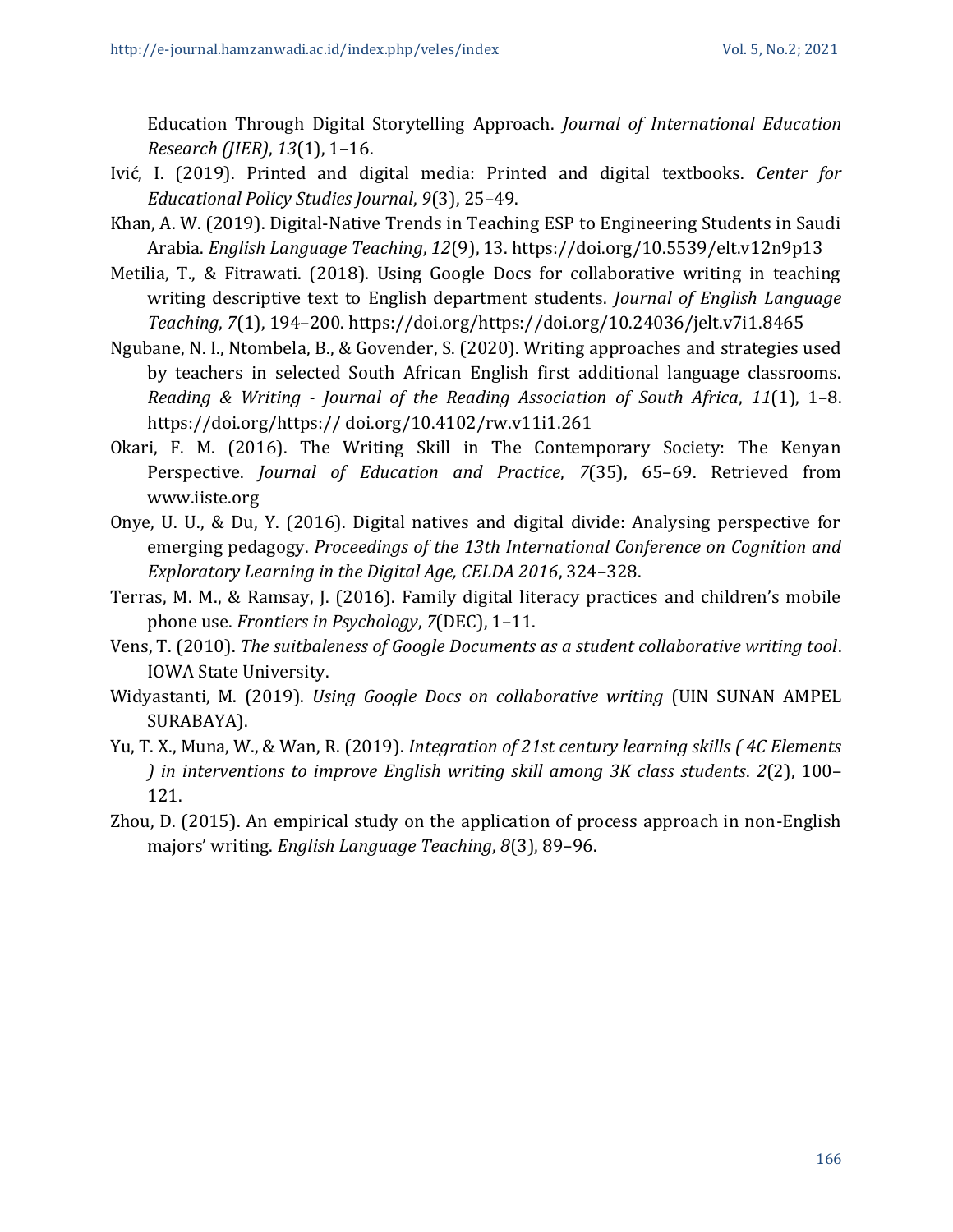Education Through Digital Storytelling Approach. *Journal of International Education Research (JIER)*, *13*(1), 1–16.

Ivić, I. (2019). Printed and digital media: Printed and digital textbooks. *Center for Educational Policy Studies Journal*, *9*(3), 25–49.

Khan, A. W. (2019). Digital-Native Trends in Teaching ESP to Engineering Students in Saudi Arabia. *English Language Teaching*, *12*(9), 13. https://doi.org/10.5539/elt.v12n9p13

Metilia, T., & Fitrawati. (2018). Using Google Docs for collaborative writing in teaching writing descriptive text to English department students. *Journal of English Language Teaching*, *7*(1), 194–200. https://doi.org/https://doi.org/10.24036/jelt.v7i1.8465

Ngubane, N. I., Ntombela, B., & Govender, S. (2020). Writing approaches and strategies used by teachers in selected South African English first additional language classrooms. *Reading & Writing - Journal of the Reading Association of South Africa*, *11*(1), 1–8. https://doi.org/https:// doi.org/10.4102/rw.v11i1.261

Okari, F. M. (2016). The Writing Skill in The Contemporary Society: The Kenyan Perspective. *Journal of Education and Practice*, *7*(35), 65–69. Retrieved from www.iiste.org

Onye, U. U., & Du, Y. (2016). Digital natives and digital divide: Analysing perspective for emerging pedagogy. *Proceedings of the 13th International Conference on Cognition and Exploratory Learning in the Digital Age, CELDA 2016*, 324–328.

Terras, M. M., & Ramsay, J. (2016). Family digital literacy practices and children's mobile phone use. *Frontiers in Psychology*, *7*(DEC), 1–11.

Vens, T. (2010). *The suitbaleness of Google Documents as a student collaborative writing tool*. IOWA State University.

Widyastanti, M. (2019). *Using Google Docs on collaborative writing* (UIN SUNAN AMPEL SURABAYA).

Yu, T. X., Muna, W., & Wan, R. (2019). *Integration of 21st century learning skills ( 4C Elements ) in interventions to improve English writing skill among 3K class students*. *2*(2), 100–121.

Zhou, D. (2015). An empirical study on the application of process approach in non-English majors' writing. *English Language Teaching*, *8*(3), 89–96.